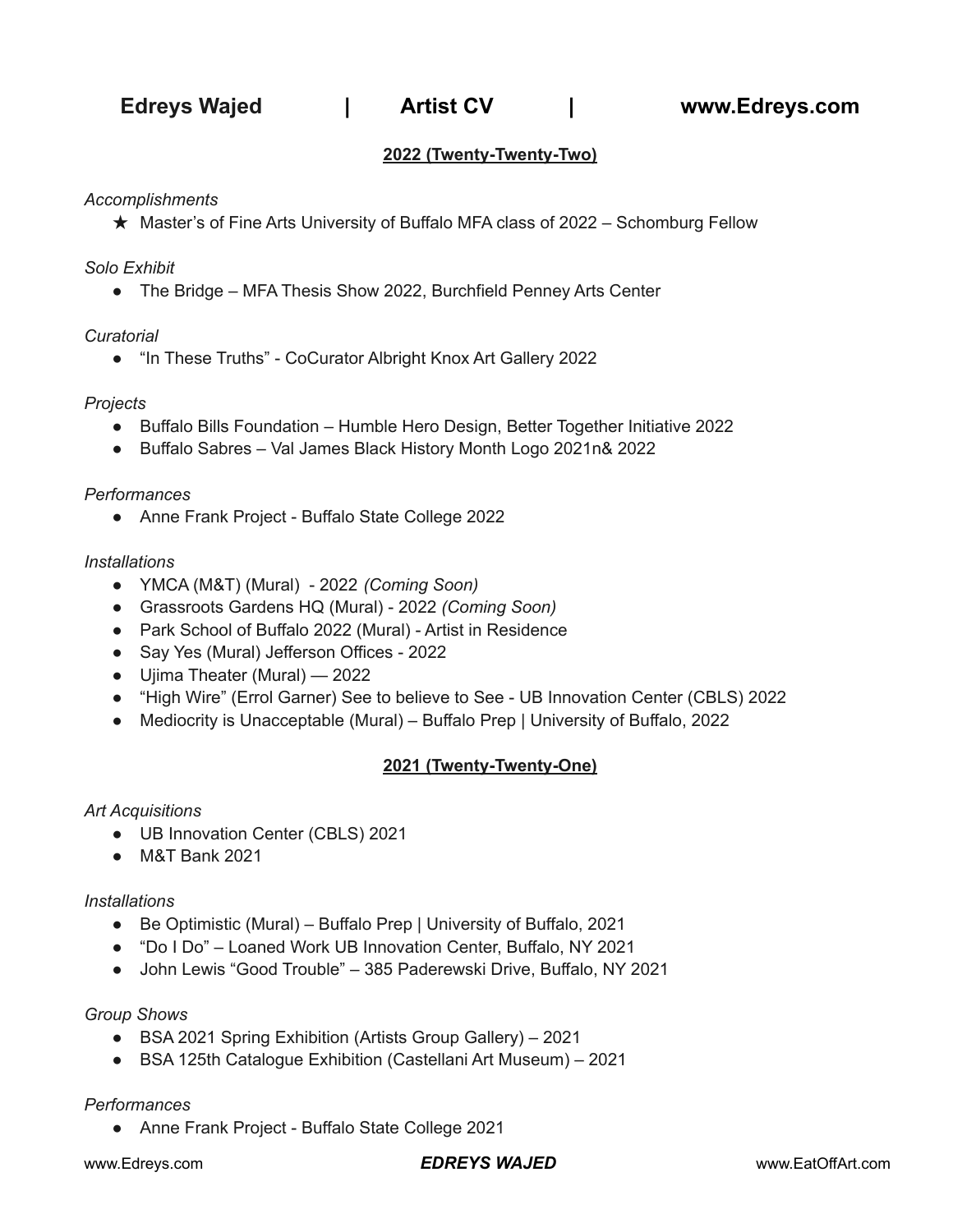# Edreys Wajed | Artist CV | www.Edreys.com

## 2022 (Twenty-Twenty-Two)

*Accomplishments*

- ★ Master's of Fine Arts University of Buffalo MFA class of 2022 – Schomburg Fellow

*Solo Exhibit*

- The Bridge – MFA Thesis Show 2022, Burchfield Penney Arts Center

*Curatorial*

- "In These Truths" - CoCurator Albright Knox Art Gallery 2022

*Projects*

- Buffalo Bills Foundation – Humble Hero Design, Better Together Initiative 2022
- Buffalo Sabres – Val James Black History Month Logo 2021n& 2022

*Performances*

- Anne Frank Project - Buffalo State College 2022

*Installations*

- YMCA (M&T) (Mural) - 2022 *(Coming Soon)*
- Grassroots Gardens HQ (Mural) - 2022 *(Coming Soon)*
- Park School of Buffalo 2022 (Mural) - Artist in Residence
- Say Yes (Mural) Jefferson Offices - 2022
- Ujima Theater (Mural) — 2022
- "High Wire" (Errol Garner) See to believe to See - UB Innovation Center (CBLS) 2022
- Mediocrity is Unacceptable (Mural) – Buffalo Prep | University of Buffalo, 2022

## 2021 (Twenty-Twenty-One)

*Art Acquisitions*

- UB Innovation Center (CBLS) 2021
- M&T Bank 2021

*Installations*

- Be Optimistic (Mural) – Buffalo Prep | University of Buffalo, 2021
- "Do I Do" – Loaned Work UB Innovation Center, Buffalo, NY 2021
- John Lewis "Good Trouble" – 385 Paderewski Drive, Buffalo, NY 2021

*Group Shows*

- BSA 2021 Spring Exhibition (Artists Group Gallery) – 2021
- BSA 125th Catalogue Exhibition (Castellani Art Museum) – 2021

*Performances*

- Anne Frank Project - Buffalo State College 2021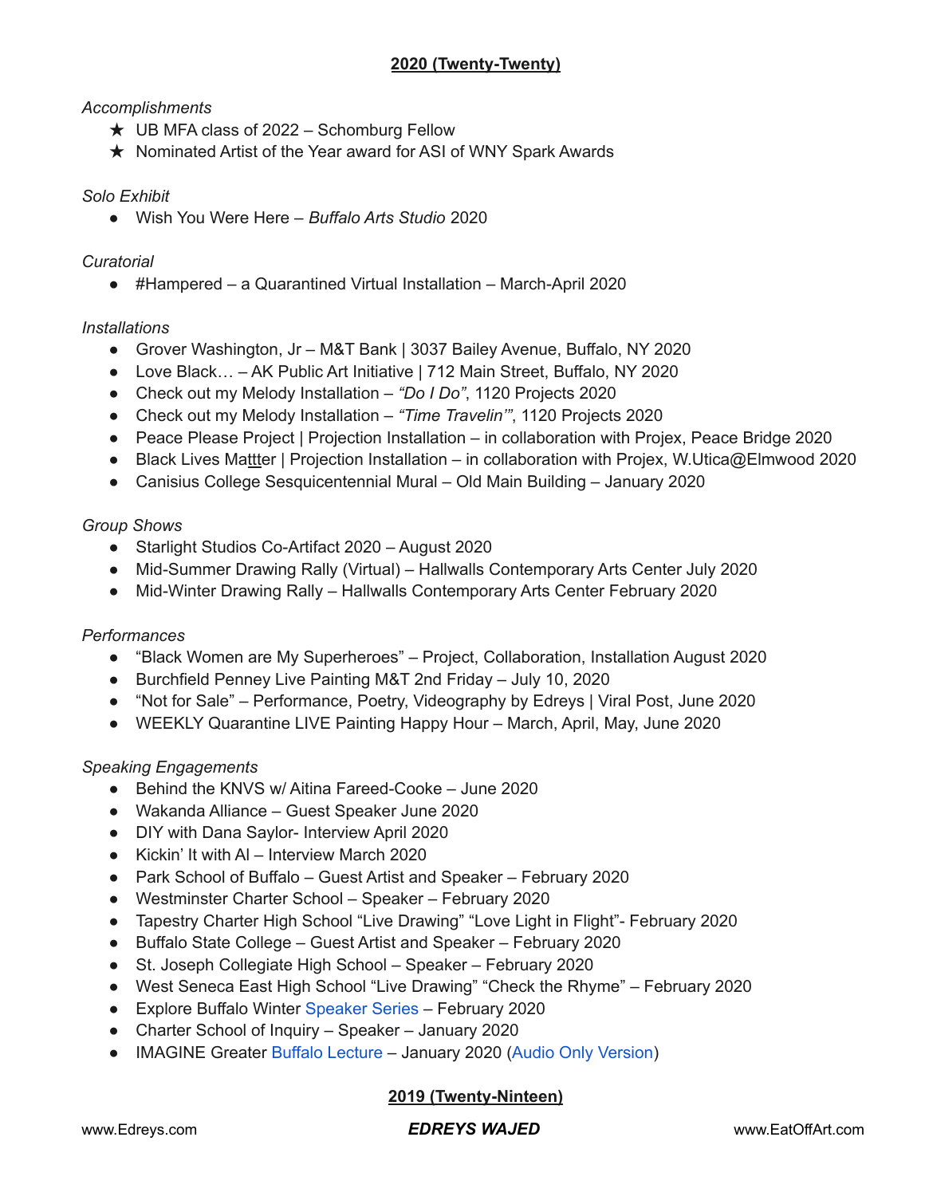## 2020 (Twenty-Twenty)

*Accomplishments*

- ★ UB MFA class of 2022 – Schomburg Fellow
- ★ Nominated Artist of the Year award for ASI of WNY Spark Awards

*Solo Exhibit*

- Wish You Were Here – *Buffalo Arts Studio* 2020

*Curatorial*

- #Hampered – a Quarantined Virtual Installation – March-April 2020

*Installations*

- Grover Washington, Jr – M&T Bank | 3037 Bailey Avenue, Buffalo, NY 2020
- Love Black… – AK Public Art Initiative | 712 Main Street, Buffalo, NY 2020
- Check out my Melody Installation – *"Do I Do"*, 1120 Projects 2020
- Check out my Melody Installation – *"Time Travelin'"*, 1120 Projects 2020
- Peace Please Project | Projection Installation – in collaboration with Projex, Peace Bridge 2020
- Black Lives Mattter | Projection Installation – in collaboration with Projex, W.Utica@Elmwood 2020
- Canisius College Sesquicentennial Mural – Old Main Building – January 2020

*Group Shows*

- Starlight Studios Co-Artifact 2020 – August 2020
- Mid-Summer Drawing Rally (Virtual) – Hallwalls Contemporary Arts Center July 2020
- Mid-Winter Drawing Rally – Hallwalls Contemporary Arts Center February 2020

*Performances*

- "Black Women are My Superheroes" – Project, Collaboration, Installation August 2020
- Burchfield Penney Live Painting M&T 2nd Friday – July 10, 2020
- "Not for Sale" – Performance, Poetry, Videography by Edreys | Viral Post, June 2020
- WEEKLY Quarantine LIVE Painting Happy Hour – March, April, May, June 2020

*Speaking Engagements*

- Behind the KNVS w/ Aitina Fareed-Cooke – June 2020
- Wakanda Alliance – Guest Speaker June 2020
- DIY with Dana Saylor- Interview April 2020
- Kickin' It with Al – Interview March 2020
- Park School of Buffalo – Guest Artist and Speaker – February 2020
- Westminster Charter School – Speaker – February 2020
- Tapestry Charter High School "Live Drawing" "Love Light in Flight"- February 2020
- Buffalo State College – Guest Artist and Speaker – February 2020
- St. Joseph Collegiate High School – Speaker – February 2020
- West Seneca East High School "Live Drawing" "Check the Rhyme" – February 2020
- Explore Buffalo Winter Speaker Series – February 2020
- Charter School of Inquiry – Speaker – January 2020
- IMAGINE Greater Buffalo Lecture – January 2020 (Audio Only Version)

## 2019 (Twenty-Ninteen)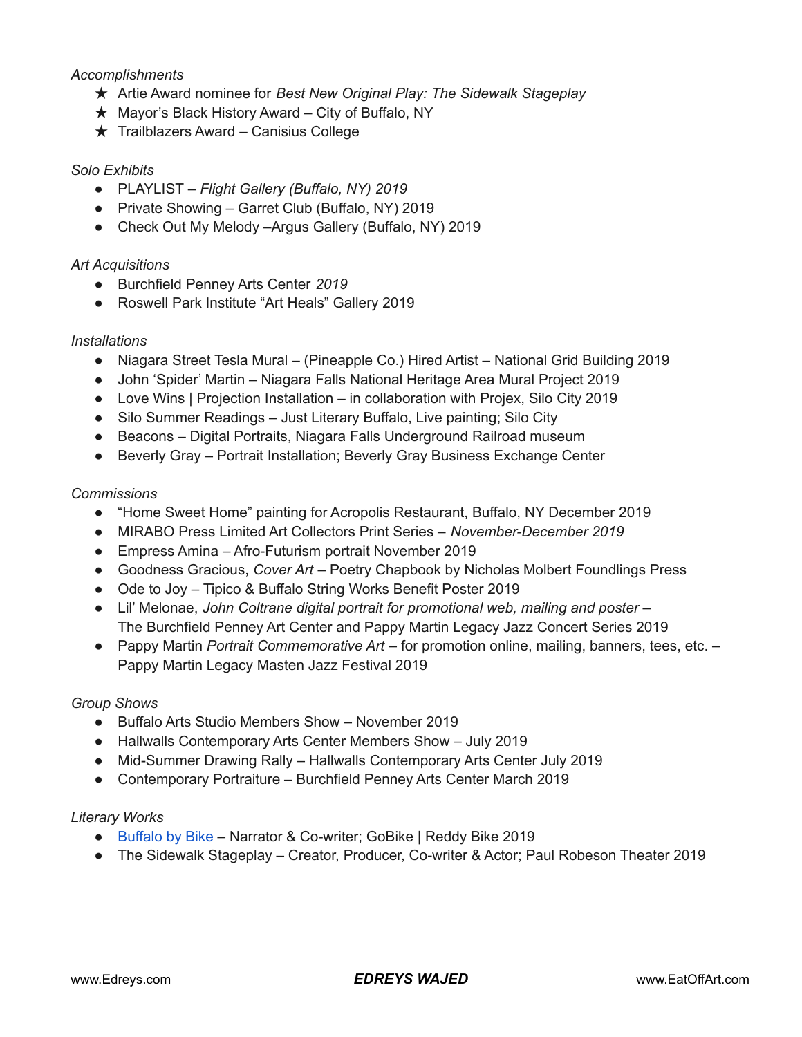*Accomplishments*

- ★ Artie Award nominee for *Best New Original Play: The Sidewalk Stageplay*
- ★ Mayor's Black History Award – City of Buffalo, NY
- ★ Trailblazers Award – Canisius College

*Solo Exhibits*

- PLAYLIST – *Flight Gallery (Buffalo, NY) 2019*
- Private Showing – Garret Club (Buffalo, NY) 2019
- Check Out My Melody –Argus Gallery (Buffalo, NY) 2019

*Art Acquisitions*

- Burchfield Penney Arts Center *2019*
- Roswell Park Institute "Art Heals" Gallery 2019

*Installations*

- Niagara Street Tesla Mural – (Pineapple Co.) Hired Artist – National Grid Building 2019
- John 'Spider' Martin – Niagara Falls National Heritage Area Mural Project 2019
- Love Wins | Projection Installation – in collaboration with Projex, Silo City 2019
- Silo Summer Readings – Just Literary Buffalo, Live painting; Silo City
- Beacons – Digital Portraits, Niagara Falls Underground Railroad museum
- Beverly Gray – Portrait Installation; Beverly Gray Business Exchange Center

*Commissions*

- "Home Sweet Home" painting for Acropolis Restaurant, Buffalo, NY December 2019
- MIRABO Press Limited Art Collectors Print Series – *November-December 2019*
- Empress Amina – Afro-Futurism portrait November 2019
- Goodness Gracious, *Cover Art* – Poetry Chapbook by Nicholas Molbert Foundlings Press
- Ode to Joy – Tipico & Buffalo String Works Benefit Poster 2019
- Lil' Melonae, *John Coltrane digital portrait for promotional web, mailing and poster* – The Burchfield Penney Art Center and Pappy Martin Legacy Jazz Concert Series 2019
- Pappy Martin *Portrait Commemorative Art* – for promotion online, mailing, banners, tees, etc. – Pappy Martin Legacy Masten Jazz Festival 2019

*Group Shows*

- Buffalo Arts Studio Members Show – November 2019
- Hallwalls Contemporary Arts Center Members Show – July 2019
- Mid-Summer Drawing Rally – Hallwalls Contemporary Arts Center July 2019
- Contemporary Portraiture – Burchfield Penney Arts Center March 2019

*Literary Works*

- Buffalo by Bike – Narrator & Co-writer; GoBike | Reddy Bike 2019
- The Sidewalk Stageplay – Creator, Producer, Co-writer & Actor; Paul Robeson Theater 2019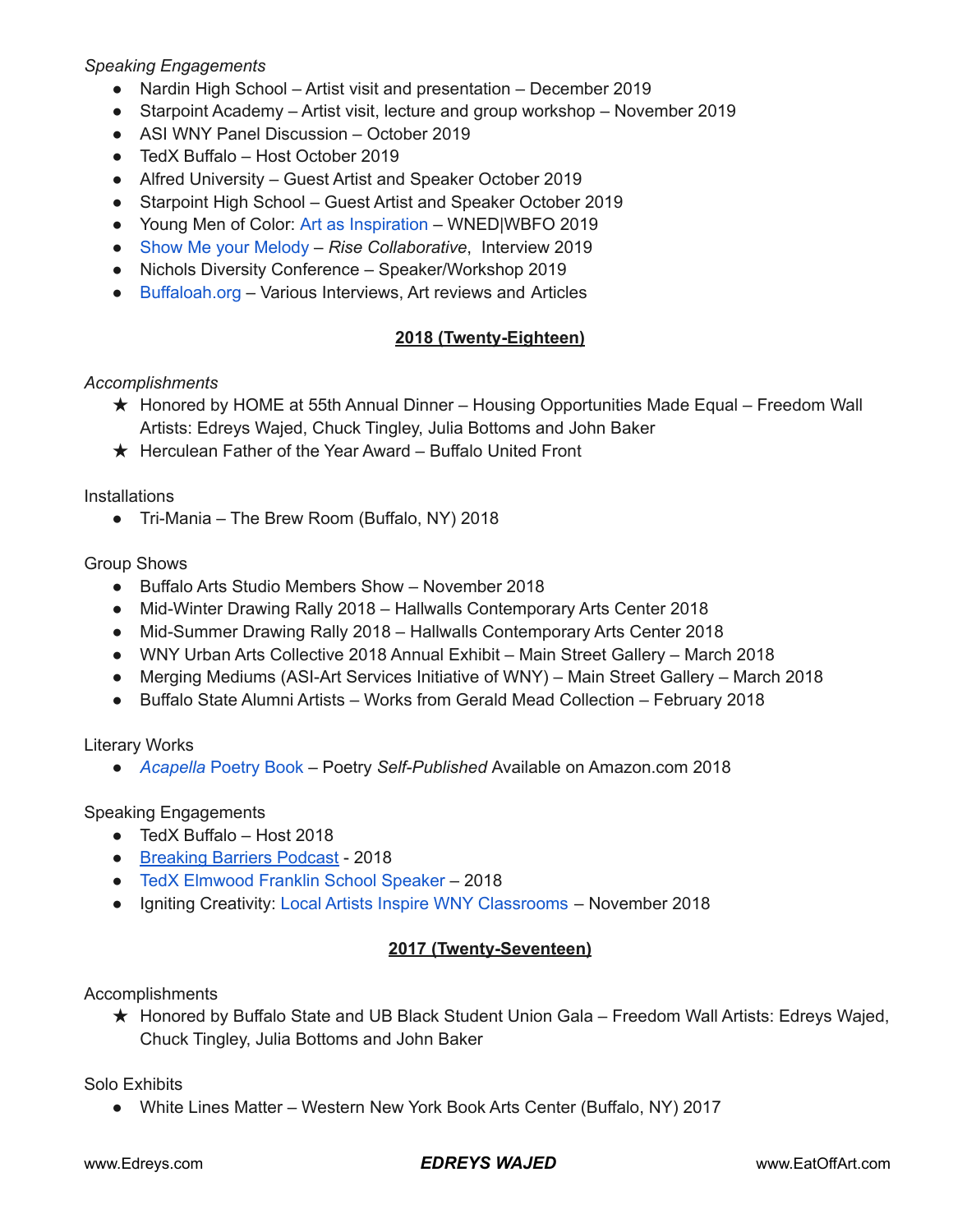*Speaking Engagements*

- Nardin High School – Artist visit and presentation – December 2019
- Starpoint Academy – Artist visit, lecture and group workshop – November 2019
- ASI WNY Panel Discussion – October 2019
- TedX Buffalo – Host October 2019
- Alfred University – Guest Artist and Speaker October 2019
- Starpoint High School – Guest Artist and Speaker October 2019
- Young Men of Color: Art as Inspiration – WNED|WBFO 2019
- Show Me your Melody – *Rise Collaborative*, Interview 2019
- Nichols Diversity Conference – Speaker/Workshop 2019
- Buffaloah.org – Various Interviews, Art reviews and Articles

## 2018 (Twenty-Eighteen)

*Accomplishments*

- ★ Honored by HOME at 55th Annual Dinner – Housing Opportunities Made Equal – Freedom Wall Artists: Edreys Wajed, Chuck Tingley, Julia Bottoms and John Baker
- ★ Herculean Father of the Year Award – Buffalo United Front

Installations

- Tri-Mania – The Brew Room (Buffalo, NY) 2018

Group Shows

- Buffalo Arts Studio Members Show – November 2018
- Mid-Winter Drawing Rally 2018 – Hallwalls Contemporary Arts Center 2018
- Mid-Summer Drawing Rally 2018 – Hallwalls Contemporary Arts Center 2018
- WNY Urban Arts Collective 2018 Annual Exhibit – Main Street Gallery – March 2018
- Merging Mediums (ASI-Art Services Initiative of WNY) – Main Street Gallery – March 2018
- Buffalo State Alumni Artists – Works from Gerald Mead Collection – February 2018

Literary Works

- *Acapella* Poetry Book – Poetry *Self-Published* Available on Amazon.com 2018

Speaking Engagements

- TedX Buffalo – Host 2018
- Breaking Barriers Podcast - 2018
- TedX Elmwood Franklin School Speaker – 2018
- Igniting Creativity: Local Artists Inspire WNY Classrooms – November 2018

## 2017 (Twenty-Seventeen)

Accomplishments

- ★ Honored by Buffalo State and UB Black Student Union Gala – Freedom Wall Artists: Edreys Wajed, Chuck Tingley, Julia Bottoms and John Baker

Solo Exhibits

- White Lines Matter – Western New York Book Arts Center (Buffalo, NY) 2017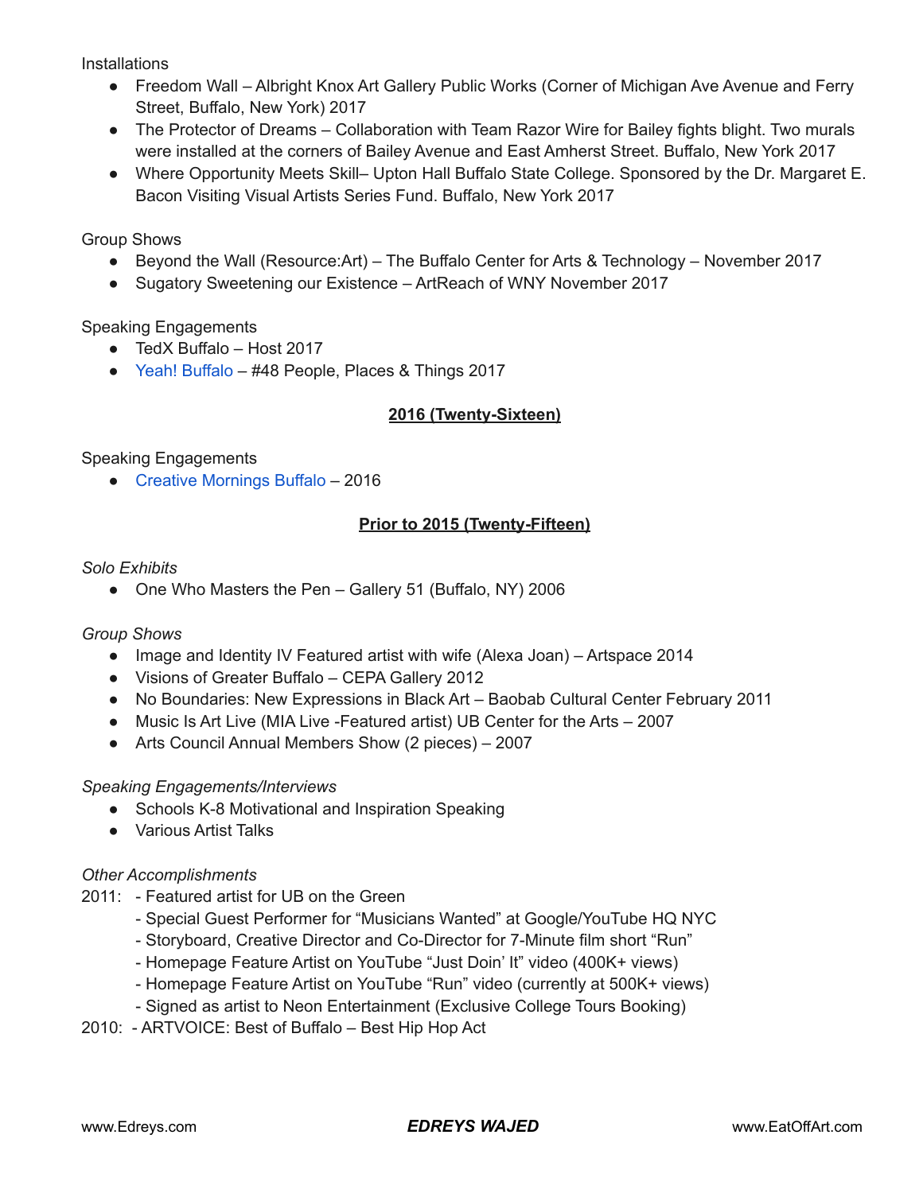Installations

- Freedom Wall – Albright Knox Art Gallery Public Works (Corner of Michigan Ave Avenue and Ferry Street, Buffalo, New York) 2017
- The Protector of Dreams – Collaboration with Team Razor Wire for Bailey fights blight. Two murals were installed at the corners of Bailey Avenue and East Amherst Street. Buffalo, New York 2017
- Where Opportunity Meets Skill– Upton Hall Buffalo State College. Sponsored by the Dr. Margaret E. Bacon Visiting Visual Artists Series Fund. Buffalo, New York 2017

Group Shows

- Beyond the Wall (Resource:Art) – The Buffalo Center for Arts & Technology – November 2017
- Sugatory Sweetening our Existence – ArtReach of WNY November 2017

Speaking Engagements

- TedX Buffalo – Host 2017
- Yeah! Buffalo – #48 People, Places & Things 2017

## **2016 (Twenty-Sixteen)**

Speaking Engagements

- Creative Mornings Buffalo – 2016

## **Prior to 2015 (Twenty-Fifteen)**

*Solo Exhibits*

- One Who Masters the Pen – Gallery 51 (Buffalo, NY) 2006

*Group Shows*

- Image and Identity IV Featured artist with wife (Alexa Joan) – Artspace 2014
- Visions of Greater Buffalo – CEPA Gallery 2012
- No Boundaries: New Expressions in Black Art – Baobab Cultural Center February 2011
- Music Is Art Live (MIA Live -Featured artist) UB Center for the Arts – 2007
- Arts Council Annual Members Show (2 pieces) – 2007

*Speaking Engagements/Interviews*

- Schools K-8 Motivational and Inspiration Speaking
- Various Artist Talks

*Other Accomplishments*

2011: - Featured artist for UB on the Green
- Special Guest Performer for "Musicians Wanted" at Google/YouTube HQ NYC
- Storyboard, Creative Director and Co-Director for 7-Minute film short "Run"
- Homepage Feature Artist on YouTube "Just Doin' It" video (400K+ views)
- Homepage Feature Artist on YouTube "Run" video (currently at 500K+ views)
- Signed as artist to Neon Entertainment (Exclusive College Tours Booking)

2010: - ARTVOICE: Best of Buffalo – Best Hip Hop Act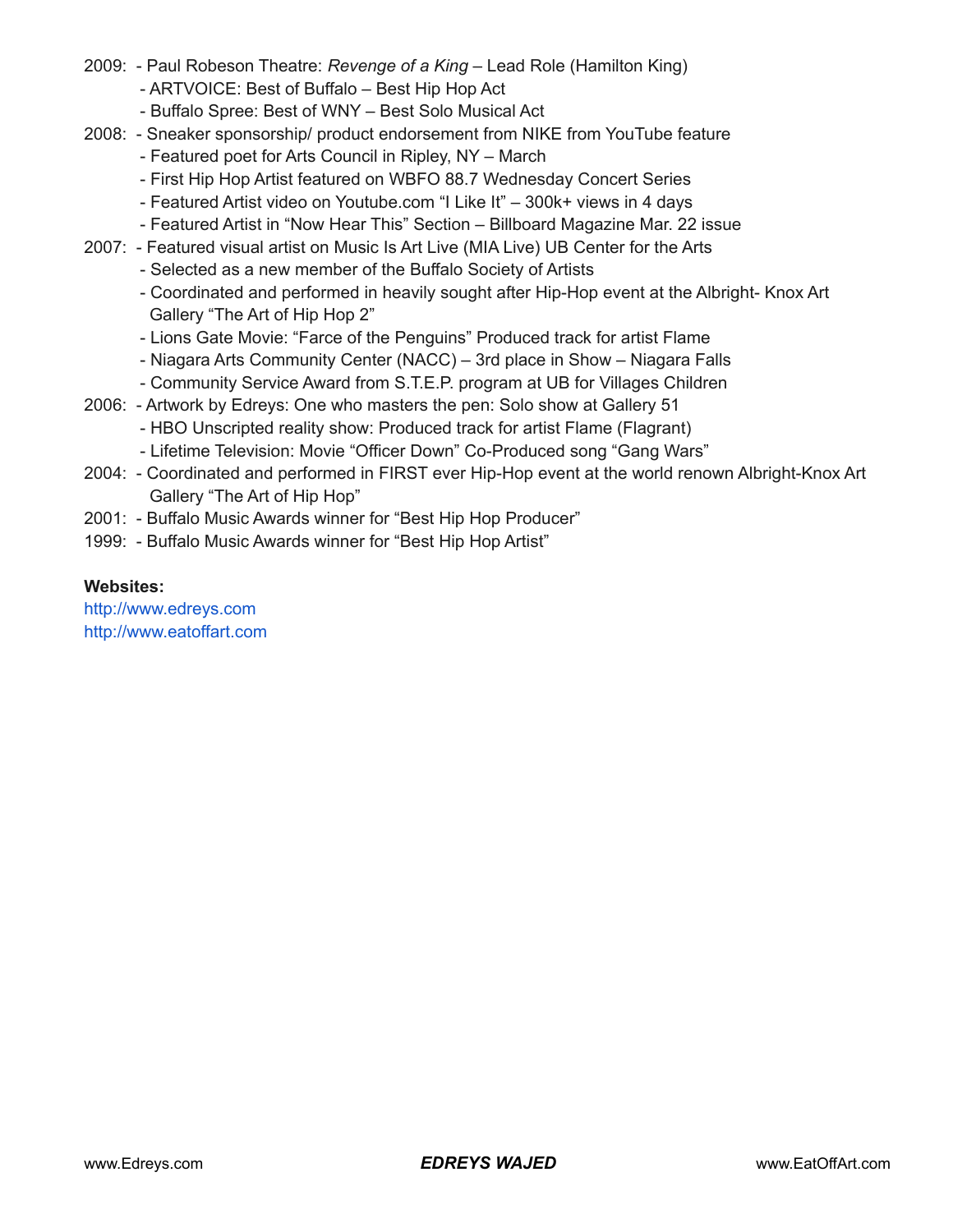2009: - Paul Robeson Theatre: *Revenge of a King* – Lead Role (Hamilton King)
- ARTVOICE: Best of Buffalo – Best Hip Hop Act
- Buffalo Spree: Best of WNY – Best Solo Musical Act

2008: - Sneaker sponsorship/ product endorsement from NIKE from YouTube feature
- Featured poet for Arts Council in Ripley, NY – March
- First Hip Hop Artist featured on WBFO 88.7 Wednesday Concert Series
- Featured Artist video on Youtube.com "I Like It" – 300k+ views in 4 days
- Featured Artist in "Now Hear This" Section – Billboard Magazine Mar. 22 issue

2007: - Featured visual artist on Music Is Art Live (MIA Live) UB Center for the Arts
- Selected as a new member of the Buffalo Society of Artists
- Coordinated and performed in heavily sought after Hip-Hop event at the Albright- Knox Art Gallery "The Art of Hip Hop 2"
- Lions Gate Movie: "Farce of the Penguins" Produced track for artist Flame
- Niagara Arts Community Center (NACC) – 3rd place in Show – Niagara Falls
- Community Service Award from S.T.E.P. program at UB for Villages Children

2006: - Artwork by Edreys: One who masters the pen: Solo show at Gallery 51
- HBO Unscripted reality show: Produced track for artist Flame (Flagrant)
- Lifetime Television: Movie "Officer Down" Co-Produced song "Gang Wars"

2004: - Coordinated and performed in FIRST ever Hip-Hop event at the world renown Albright-Knox Art Gallery "The Art of Hip Hop"

2001: - Buffalo Music Awards winner for "Best Hip Hop Producer"

1999: - Buffalo Music Awards winner for "Best Hip Hop Artist"

**Websites:**

http://www.edreys.com

http://www.eatoffart.com